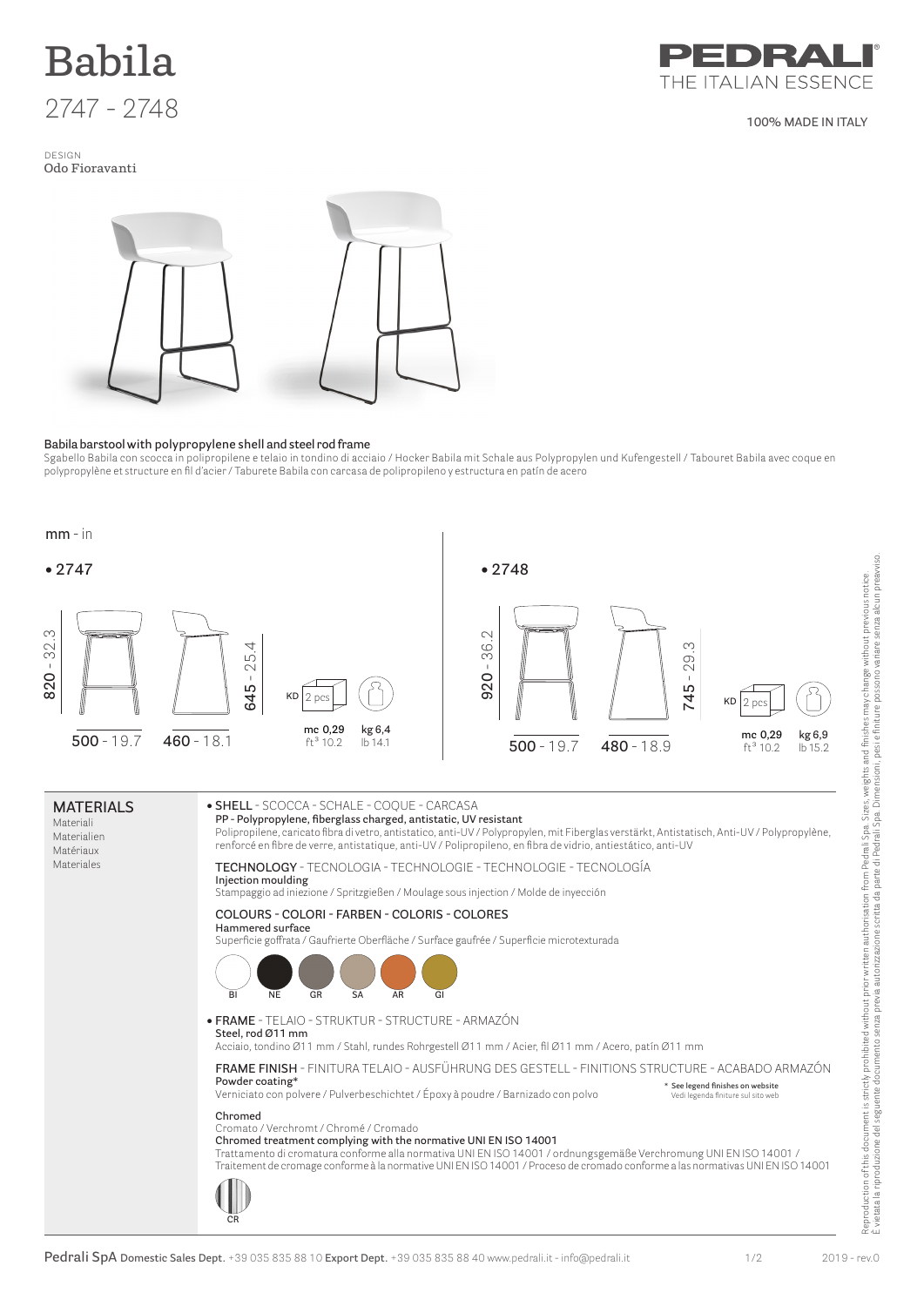# Babila

## 2747 - 2748

**PEDRALI** THE ITALIAN ESSENCE

100% MADE IN ITALY

DESIGN
Odo Fioravanti

**Babila barstool with polypropylene shell and steel rod frame**

Sgabello Babila con scocca in polipropilene e telaio in tondino di acciaio / Hocker Babila mit Schale aus Polypropylen und Kufengestell / Tabouret Babila avec coque en polypropylène et structure en fil d'acier / Taburete Babila con carcasa de polipropileno y estructura en patín de acero

mm - in

**• 2747**

820 - 32.3 | 645 - 25.4 | 500 - 19.7 | 460 - 18.1

KD 2 pcs | mc 0,29 ft³ 10.2 | kg 6,4 lb 14.1

**• 2748**

920 - 36.2 | 745 - 29.3 | 500 - 19.7 | 480 - 18.9

KD 2 pcs | mc 0,29 ft³ 10.2 | kg 6,9 lb 15.2

## MATERIALS

Materiali
Materialien
Matériaux
Materiales

**• SHELL** - SCOCCA - SCHALE - COQUE - CARCASA

**PP - Polypropylene, fiberglass charged, antistatic, UV resistant**

Polipropilene, caricato fibra di vetro, antistatico, anti-UV / Polypropylen, mit Fiberglas verstärkt, Antistatisch, Anti-UV / Polypropylène, renforcé en fibre de verre, antistatique, anti-UV / Polipropileno, en fibra de vidrio, antiestático, anti-UV

**TECHNOLOGY** - TECNOLOGIA - TECHNOLOGIE - TECHNOLOGIE - TECNOLOGÍA

**Injection moulding**

Stampaggio ad iniezione / Spritzgießen / Moulage sous injection / Molde de inyección

**COLOURS** - COLORI - FARBEN - COLORIS - COLORES

**Hammered surface**

Superficie goffrata / Gaufrierte Oberfläche / Surface gaufrée / Superficie microtexturada

BI | NE | GR | SA | AR | GI

**• FRAME** - TELAIO - STRUKTUR - STRUCTURE - ARMAZÓN

**Steel, rod Ø11 mm**

Acciaio, tondino Ø11 mm / Stahl, rundes Rohrgestell Ø11 mm / Acier, fil Ø11 mm / Acero, patín Ø11 mm

**FRAME FINISH** - FINITURA TELAIO - AUSFÜHRUNG DES GESTELL - FINITIONS STRUCTURE - ACABADO ARMAZÓN

**Powder coating***

Verniciato con polvere / Pulverbeschichtet / Époxy à poudre / Barnizado con polvo

\* See legend finishes on website
Vedi legenda finiture sul sito web

**Chromed**

Cromato / Verchromt / Chromé / Cromado

**Chromed treatment complying with the normative UNI EN ISO 14001**

Trattamento di cromatura conforme alla normativa UNI EN ISO 14001 / ordnungsgemäße Verchromung UNI EN ISO 14001 / Traitement de cromage conforme à la normative UNI EN ISO 14001 / Proceso de cromado conforme a las normativas UNI EN ISO 14001

CR

Reproduction of this document is strictly prohibited without prior written authorisation from Pedrali Spa. Sizes, weights and finishes may change without previous notice.
È vietata la riproduzione del seguente documento senza previa autorizzazione scritta da parte di Pedrali Spa. Dimensioni, pesi e finiture possono variare senza alcun preavviso.

Pedrali SpA Domestic Sales Dept. +39 035 835 88 10 Export Dept. +39 035 835 88 40 www.pedrali.it - info@pedrali.it

2019 - rev.0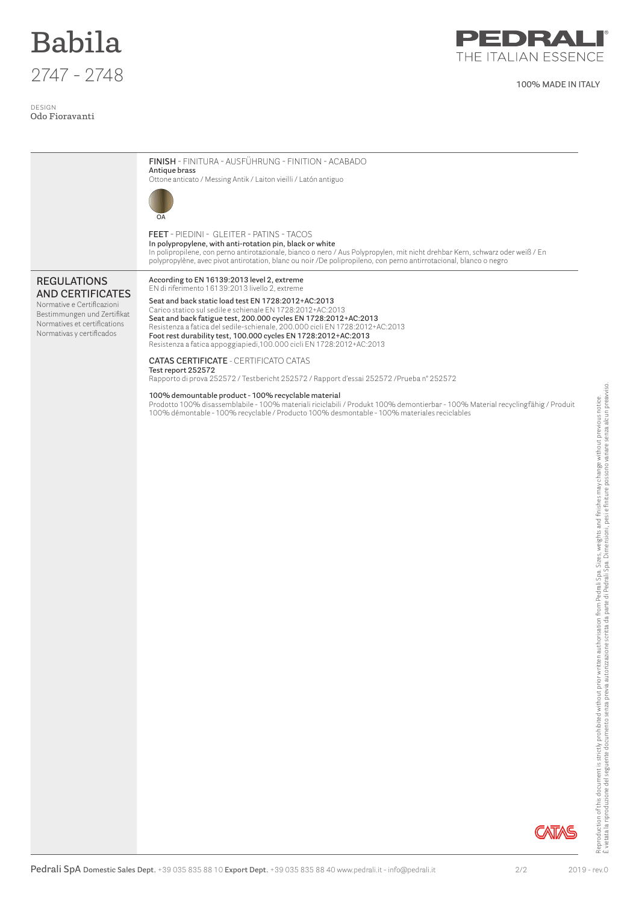# Babila

## 2747 - 2748

DESIGN
Odo Fioravanti

PEDRALI
THE ITALIAN ESSENCE

100% MADE IN ITALY

**FINISH** - FINITURA - AUSFÜHRUNG - FINITION - ACABADO
**Antique brass**
Ottone anticato / Messing Antik / Laiton vieilli / Latón antiguo

OA

**FEET** - PIEDINI - GLEITER - PATINS - TACOS
**In polypropylene, with anti-rotation pin, black or white**
In polipropilene, con perno antirotazionale, bianco o nero / Aus Polypropylen, mit nicht drehbar Kern, schwarz oder weiß / En polypropylène, avec pivot antirotation, blanc ou noir /De polipropileno, con perno antirrotacional, blanco o negro

## REGULATIONS AND CERTIFICATES
Normative e Certificazioni
Bestimmungen und Zertifikat
Normatives et certifications
Normativas y certificados

**According to EN 16139:2013 level 2, extreme**
EN di riferimento 16139:2013 livello 2, extreme

**Seat and back static load test EN 1728:2012+AC:2013**
Carico statico sul sedile e schienale EN 1728:2012+AC:2013
**Seat and back fatigue test, 200.000 cycles EN 1728:2012+AC:2013**
Resistenza a fatica del sedile-schienale, 200.000 cicli EN 1728:2012+AC:2013
**Foot rest durability test, 100.000 cycles EN 1728:2012+AC:2013**
Resistenza a fatica appoggiapiedi,100.000 cicli EN 1728:2012+AC:2013

**CATAS CERTIFICATE** - CERTIFICATO CATAS
**Test report 252572**
Rapporto di prova 252572 / Testbericht 252572 / Rapport d'essai 252572 /Prueba n° 252572

**100% demountable product - 100% recyclable material**
Prodotto 100% disassemblabile - 100% materiali riciclabili / Produkt 100% demontierbar - 100% Material recyclingfähig / Produit 100% démontable - 100% recyclable / Producto 100% desmontable - 100% materiales reciclables

CATAS

Reproduction of this document is strictly prohibited without prior written authorisation from Pedrali Spa. Sizes, weights and finishes may change without previous notice.
È vietata la riproduzione del seguente documento senza previa autorizzazione scritta da parte di Pedrali Spa. Dimensioni, pesi e finiture possono variare senza alcun preavviso.

Pedrali SpA Domestic Sales Dept. +39 035 835 88 10 Export Dept. +39 035 835 88 40 www.pedrali.it - info@pedrali.it

2019 - rev.0